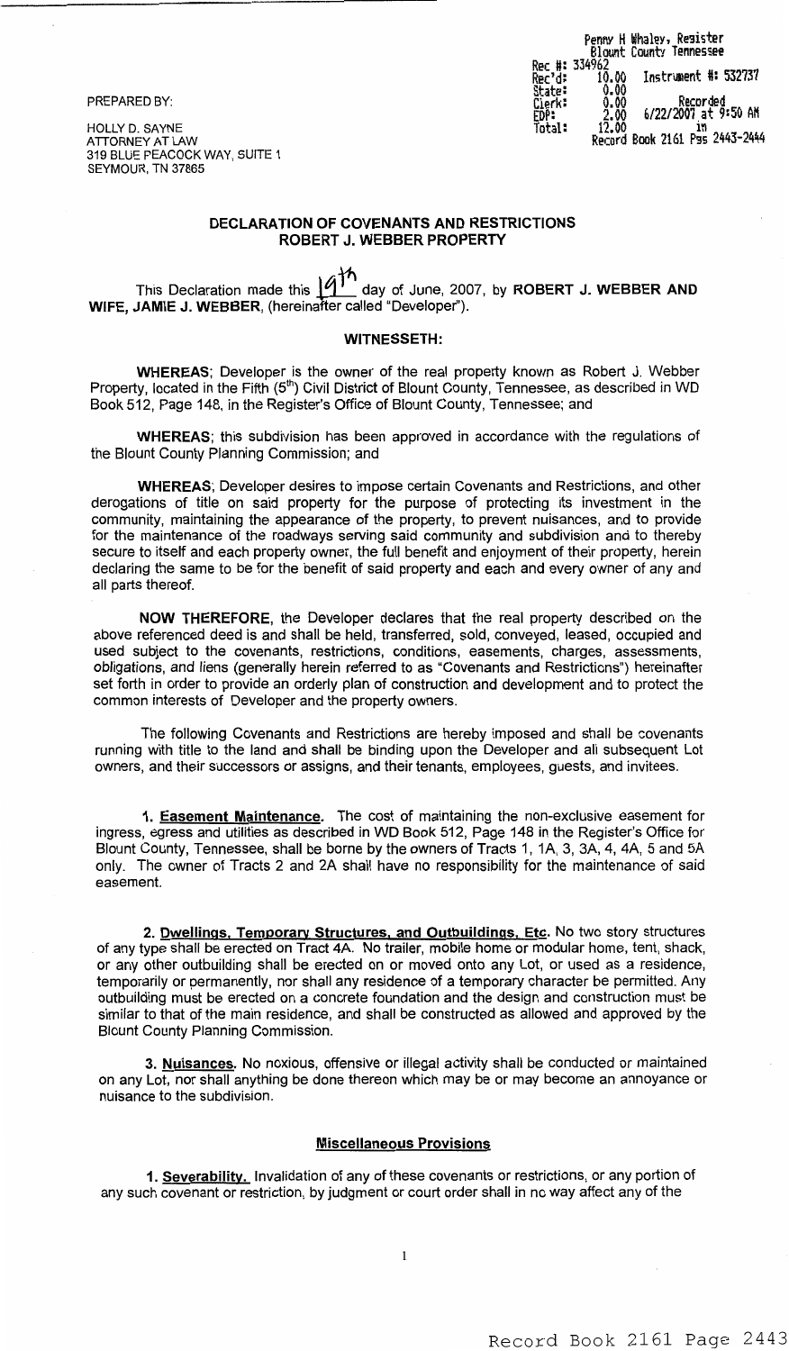Penny H Whaley, Register
Blount County Tennessee

Rec #: 334962
Rec'd: 10.00 Instrument #: 532737
State: 0.00
Clerk: 0.00 Recorded
EDP: 2.00 6/22/2007 at 9:50 AM
Total: 12.00 in
Record Book 2161 Pgs 2443-2444

PREPARED BY:

HOLLY D. SAYNE
ATTORNEY AT LAW
319 BLUE PEACOCK WAY, SUITE 1
SEYMOUR, TN 37865

## DECLARATION OF COVENANTS AND RESTRICTIONS
## ROBERT J. WEBBER PROPERTY

This Declaration made this 19th day of June, 2007, by **ROBERT J. WEBBER AND WIFE, JAMIE J. WEBBER**, (hereinafter called "Developer").

### WITNESSETH:

**WHEREAS**; Developer is the owner of the real property known as Robert J. Webber Property, located in the Fifth (5th) Civil District of Blount County, Tennessee, as described in WD Book 512, Page 148, in the Register's Office of Blount County, Tennessee; and

**WHEREAS**; this subdivision has been approved in accordance with the regulations of the Blount County Planning Commission; and

**WHEREAS**; Developer desires to impose certain Covenants and Restrictions, and other derogations of title on said property for the purpose of protecting its investment in the community, maintaining the appearance of the property, to prevent nuisances, and to provide for the maintenance of the roadways serving said community and subdivision and to thereby secure to itself and each property owner, the full benefit and enjoyment of their property, herein declaring the same to be for the benefit of said property and each and every owner of any and all parts thereof.

**NOW THEREFORE**, the Developer declares that the real property described on the above referenced deed is and shall be held, transferred, sold, conveyed, leased, occupied and used subject to the covenants, restrictions, conditions, easements, charges, assessments, obligations, and liens (generally herein referred to as "Covenants and Restrictions") hereinafter set forth in order to provide an orderly plan of construction and development and to protect the common interests of Developer and the property owners.

The following Covenants and Restrictions are hereby imposed and shall be covenants running with title to the land and shall be binding upon the Developer and all subsequent Lot owners, and their successors or assigns, and their tenants, employees, guests, and invitees.

**1. Easement Maintenance.** The cost of maintaining the non-exclusive easement for ingress, egress and utilities as described in WD Book 512, Page 148 in the Register's Office for Blount County, Tennessee, shall be borne by the owners of Tracts 1, 1A, 3, 3A, 4, 4A, 5 and 5A only. The owner of Tracts 2 and 2A shall have no responsibility for the maintenance of said easement.

**2. Dwellings, Temporary Structures, and Outbuildings, Etc.** No two story structures of any type shall be erected on Tract 4A. No trailer, mobile home or modular home, tent, shack, or any other outbuilding shall be erected on or moved onto any Lot, or used as a residence, temporarily or permanently, nor shall any residence of a temporary character be permitted. Any outbuilding must be erected on a concrete foundation and the design and construction must be similar to that of the main residence, and shall be constructed as allowed and approved by the Blount County Planning Commission.

**3. Nuisances.** No noxious, offensive or illegal activity shall be conducted or maintained on any Lot, nor shall anything be done thereon which may be or may become an annoyance or nuisance to the subdivision.

### Miscellaneous Provisions

**1. Severability.** Invalidation of any of these covenants or restrictions, or any portion of any such covenant or restriction, by judgment or court order shall in no way affect any of the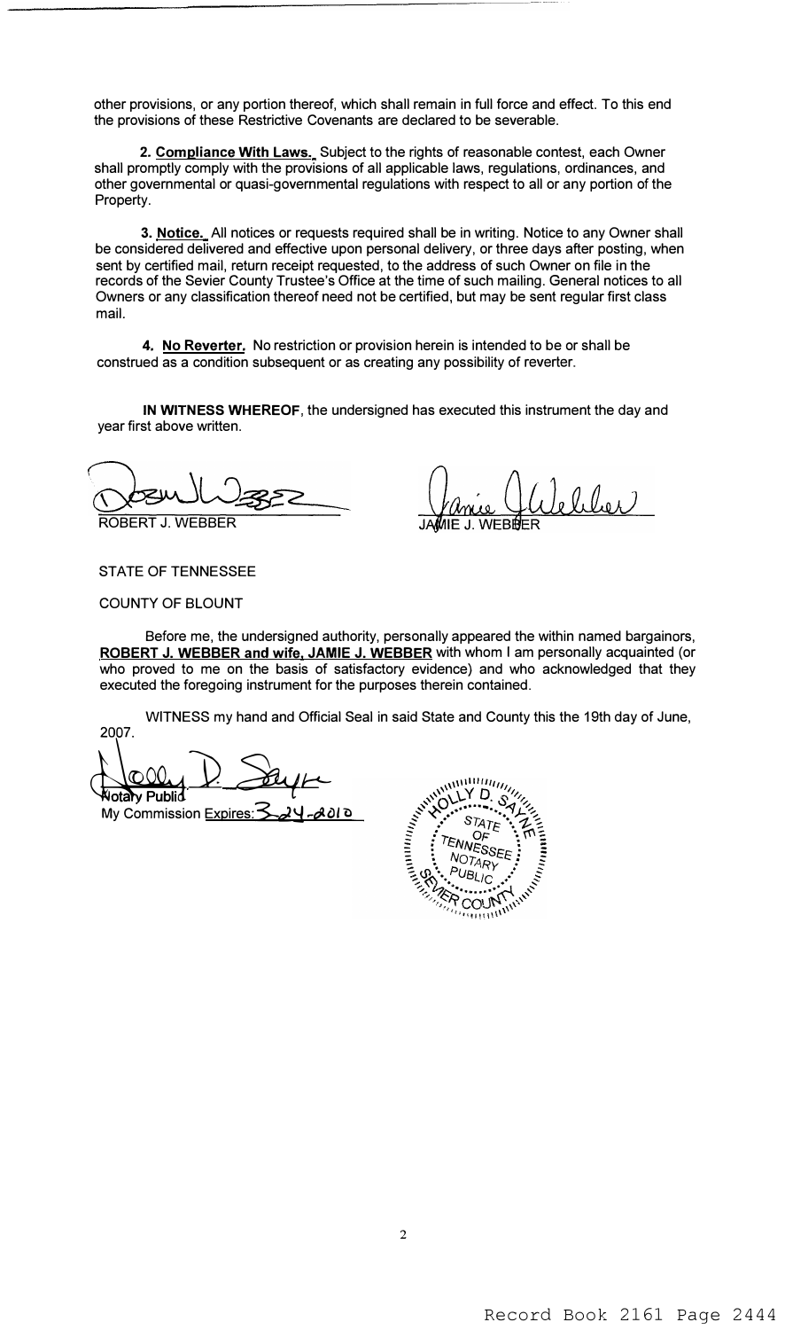other provisions, or any portion thereof, which shall remain in full force and effect. To this end the provisions of these Restrictive Covenants are declared to be severable.

**2. Compliance With Laws.** Subject to the rights of reasonable contest, each Owner shall promptly comply with the provisions of all applicable laws, regulations, ordinances, and other governmental or quasi-governmental regulations with respect to all or any portion of the Property.

**3. Notice.** All notices or requests required shall be in writing. Notice to any Owner shall be considered delivered and effective upon personal delivery, or three days after posting, when sent by certified mail, return receipt requested, to the address of such Owner on file in the records of the Sevier County Trustee's Office at the time of such mailing. General notices to all Owners or any classification thereof need not be certified, but may be sent regular first class mail.

**4. No Reverter.** No restriction or provision herein is intended to be or shall be construed as a condition subsequent or as creating any possibility of reverter.

**IN WITNESS WHEREOF**, the undersigned has executed this instrument the day and year first above written.

ROBERT J. WEBBER

JAMIE J. WEBBER

STATE OF TENNESSEE

COUNTY OF BLOUNT

Before me, the undersigned authority, personally appeared the within named bargainors, **ROBERT J. WEBBER and wife, JAMIE J. WEBBER** with whom I am personally acquainted (or who proved to me on the basis of satisfactory evidence) and who acknowledged that they executed the foregoing instrument for the purposes therein contained.

WITNESS my hand and Official Seal in said State and County this the 19th day of June, 2007.

Notary Public

My Commission Expires: 3-24-2010

HOLLY D. SAYNE
STATE OF TENNESSEE NOTARY PUBLIC
SEVIER COUNTY

Record Book 2161 Page 2444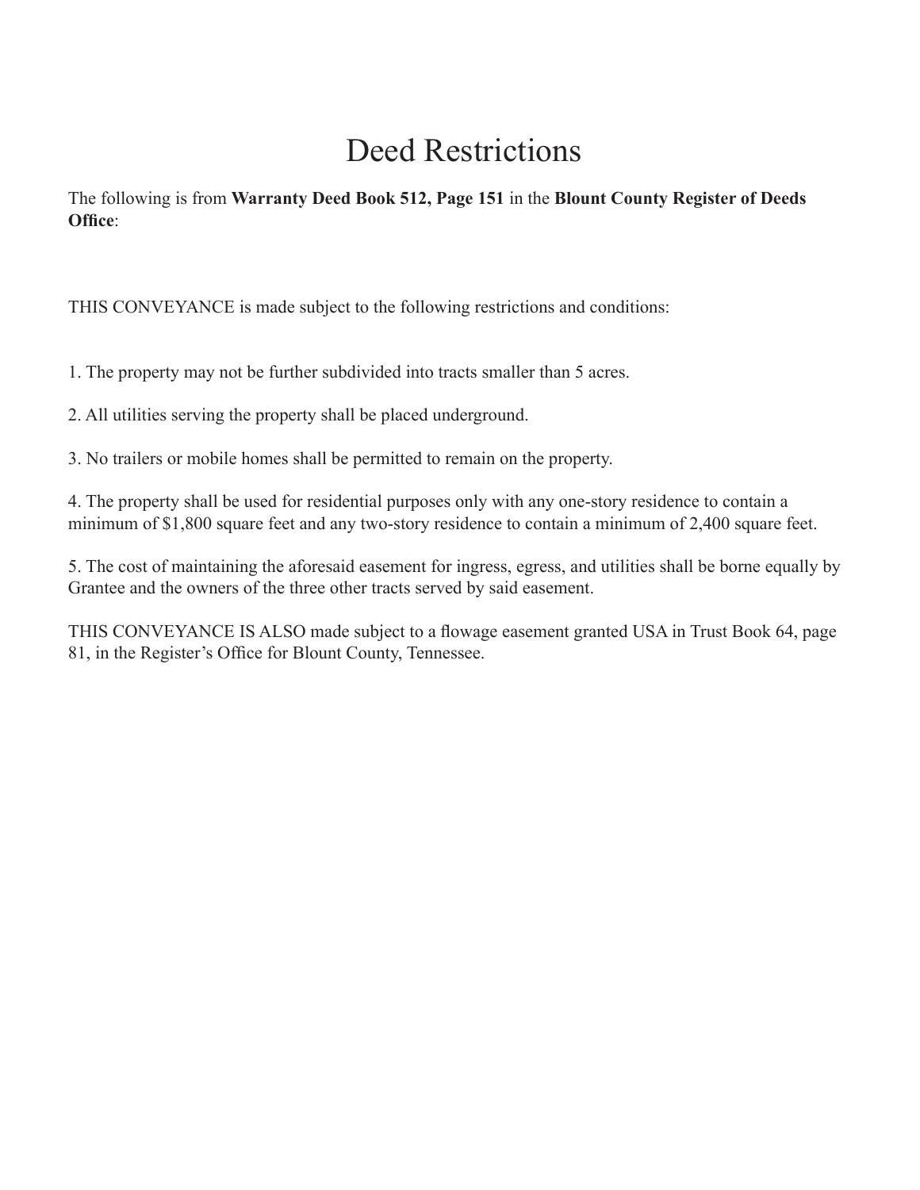# Deed Restrictions

The following is from **Warranty Deed Book 512, Page 151** in the **Blount County Register of Deeds Office**:

THIS CONVEYANCE is made subject to the following restrictions and conditions:

1. The property may not be further subdivided into tracts smaller than 5 acres.

2. All utilities serving the property shall be placed underground.

3. No trailers or mobile homes shall be permitted to remain on the property.

4. The property shall be used for residential purposes only with any one-story residence to contain a minimum of $1,800 square feet and any two-story residence to contain a minimum of 2,400 square feet.

5. The cost of maintaining the aforesaid easement for ingress, egress, and utilities shall be borne equally by Grantee and the owners of the three other tracts served by said easement.

THIS CONVEYANCE IS ALSO made subject to a flowage easement granted USA in Trust Book 64, page 81, in the Register's Office for Blount County, Tennessee.